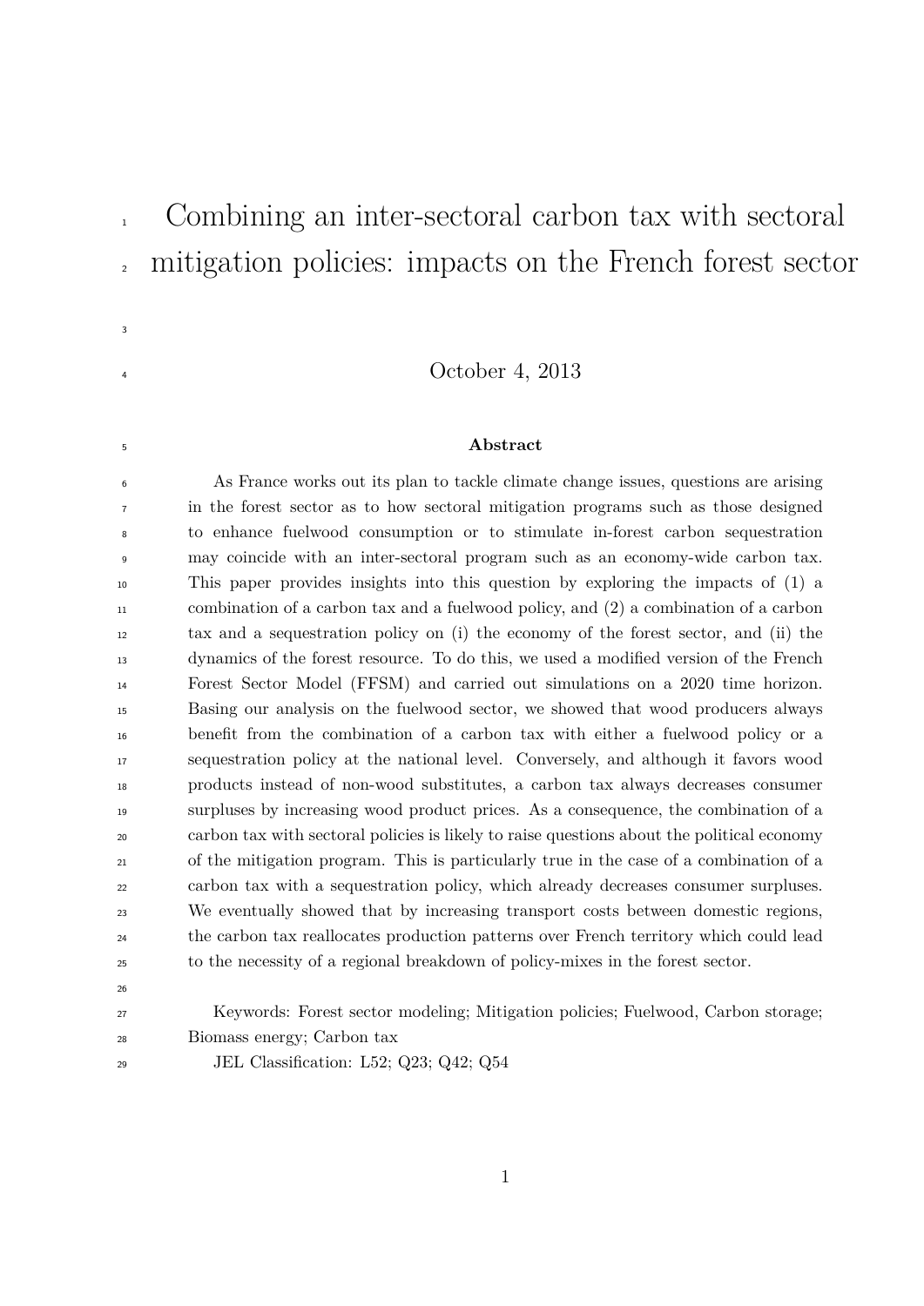# Combining an inter-sectoral carbon tax with sectoral mitigation policies: impacts on the French forest sector

October 4, 2013

**Abstract**

As France works out its plan to tackle climate change issues, questions are arising in the forest sector as to how sectoral mitigation programs such as those designed to enhance fuelwood consumption or to stimulate in-forest carbon sequestration may coincide with an inter-sectoral program such as an economy-wide carbon tax. This paper provides insights into this question by exploring the impacts of (1) a combination of a carbon tax and a fuelwood policy, and (2) a combination of a carbon tax and a sequestration policy on (i) the economy of the forest sector, and (ii) the dynamics of the forest resource. To do this, we used a modified version of the French Forest Sector Model (FFSM) and carried out simulations on a 2020 time horizon. Basing our analysis on the fuelwood sector, we showed that wood producers always benefit from the combination of a carbon tax with either a fuelwood policy or a sequestration policy at the national level. Conversely, and although it favors wood products instead of non-wood substitutes, a carbon tax always decreases consumer surpluses by increasing wood product prices. As a consequence, the combination of a carbon tax with sectoral policies is likely to raise questions about the political economy of the mitigation program. This is particularly true in the case of a combination of a carbon tax with a sequestration policy, which already decreases consumer surpluses. We eventually showed that by increasing transport costs between domestic regions, the carbon tax reallocates production patterns over French territory which could lead to the necessity of a regional breakdown of policy-mixes in the forest sector.

Keywords: Forest sector modeling; Mitigation policies; Fuelwood, Carbon storage; Biomass energy; Carbon tax

JEL Classification: L52; Q23; Q42; Q54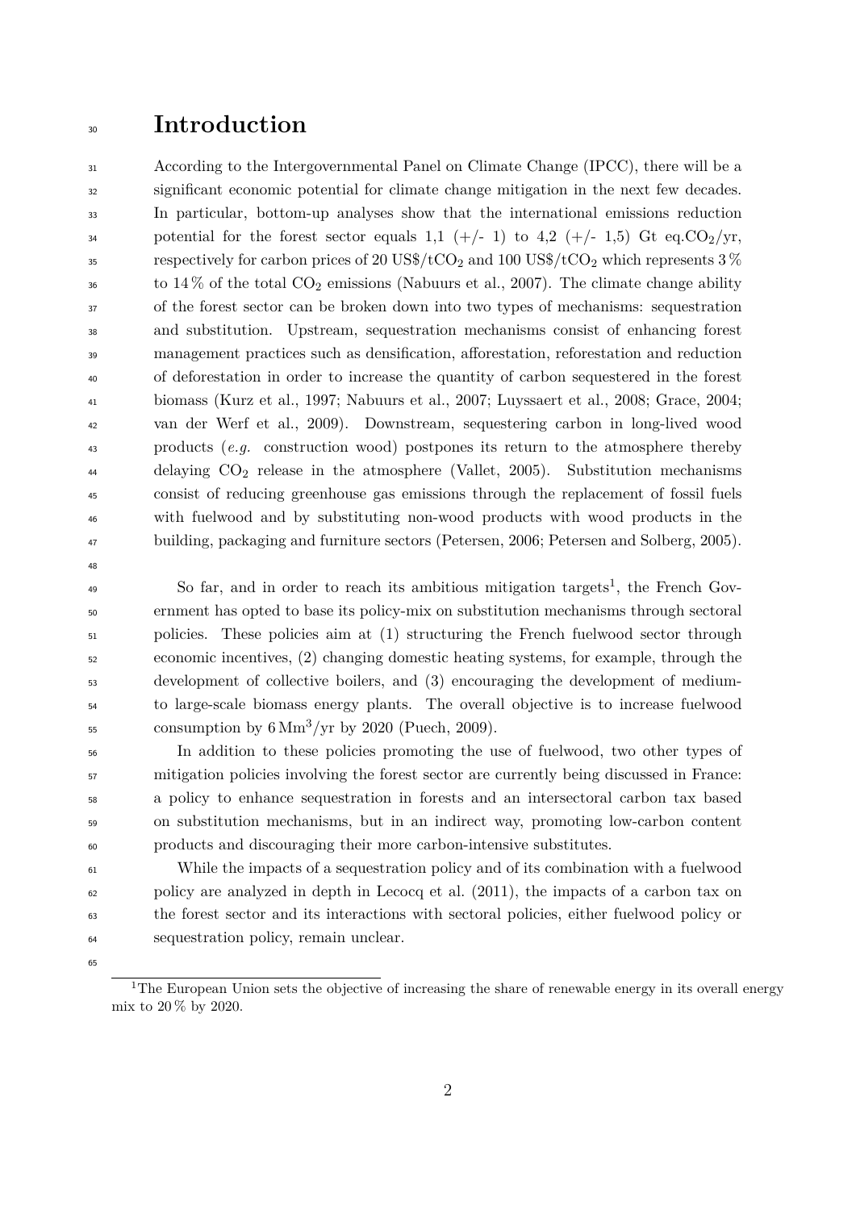# Introduction

According to the Intergovernmental Panel on Climate Change (IPCC), there will be a significant economic potential for climate change mitigation in the next few decades. In particular, bottom-up analyses show that the international emissions reduction potential for the forest sector equals 1,1 (+/- 1) to 4,2 (+/- 1,5) Gt eq.$CO_2$/yr, respectively for carbon prices of 20 US\$/t$CO_2$ and 100 US\$/t$CO_2$ which represents 3 % to 14 % of the total $CO_2$ emissions (Nabuurs et al., 2007). The climate change ability of the forest sector can be broken down into two types of mechanisms: sequestration and substitution. Upstream, sequestration mechanisms consist of enhancing forest management practices such as densification, afforestation, reforestation and reduction of deforestation in order to increase the quantity of carbon sequestered in the forest biomass (Kurz et al., 1997; Nabuurs et al., 2007; Luyssaert et al., 2008; Grace, 2004; van der Werf et al., 2009). Downstream, sequestering carbon in long-lived wood products (*e.g.* construction wood) postpones its return to the atmosphere thereby delaying $CO_2$ release in the atmosphere (Vallet, 2005). Substitution mechanisms consist of reducing greenhouse gas emissions through the replacement of fossil fuels with fuelwood and by substituting non-wood products with wood products in the building, packaging and furniture sectors (Petersen, 2006; Petersen and Solberg, 2005).

So far, and in order to reach its ambitious mitigation targets[1], the French Government has opted to base its policy-mix on substitution mechanisms through sectoral policies. These policies aim at (1) structuring the French fuelwood sector through economic incentives, (2) changing domestic heating systems, for example, through the development of collective boilers, and (3) encouraging the development of medium- to large-scale biomass energy plants. The overall objective is to increase fuelwood consumption by 6 $Mm^3$/yr by 2020 (Puech, 2009).

In addition to these policies promoting the use of fuelwood, two other types of mitigation policies involving the forest sector are currently being discussed in France: a policy to enhance sequestration in forests and an intersectoral carbon tax based on substitution mechanisms, but in an indirect way, promoting low-carbon content products and discouraging their more carbon-intensive substitutes.

While the impacts of a sequestration policy and of its combination with a fuelwood policy are analyzed in depth in Lecocq et al. (2011), the impacts of a carbon tax on the forest sector and its interactions with sectoral policies, either fuelwood policy or sequestration policy, remain unclear.

[1] The European Union sets the objective of increasing the share of renewable energy in its overall energy mix to 20 % by 2020.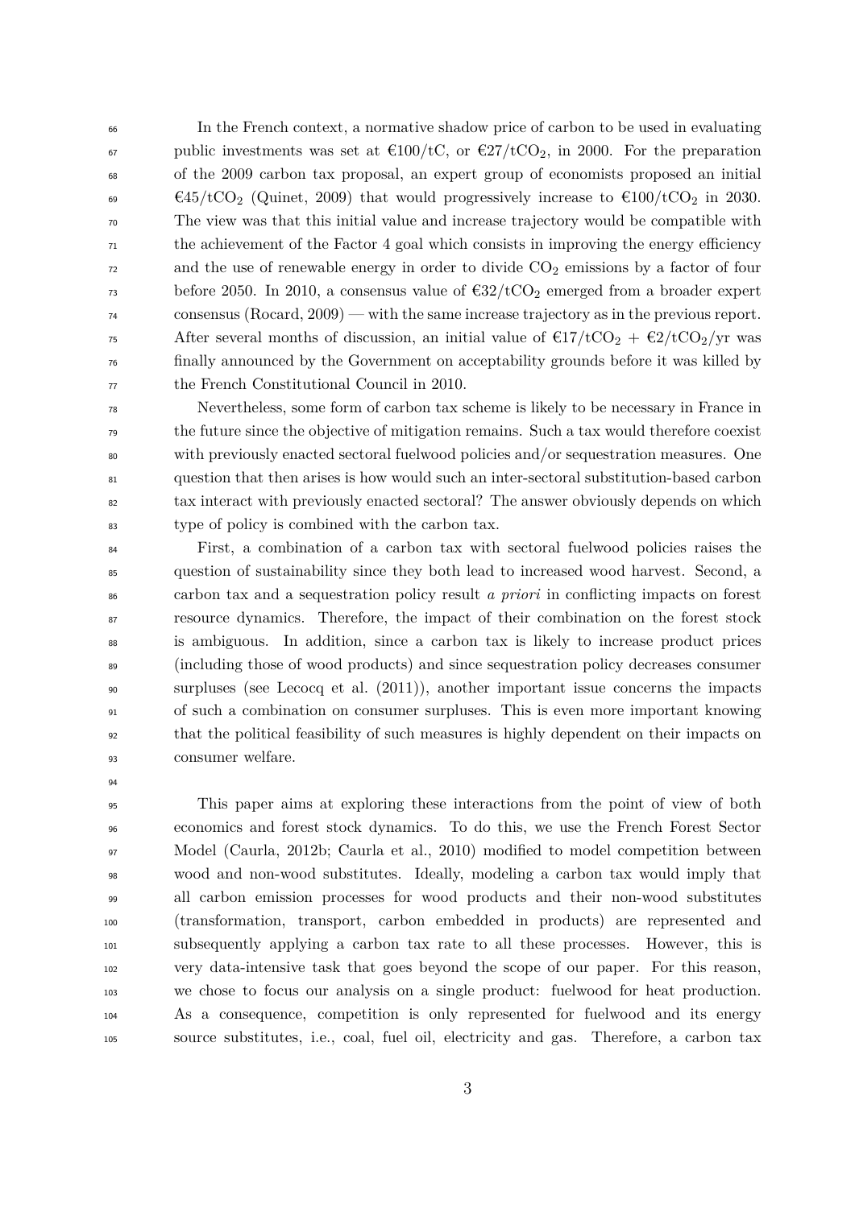In the French context, a normative shadow price of carbon to be used in evaluating public investments was set at €100/tC, or €27/t$CO_2$, in 2000. For the preparation of the 2009 carbon tax proposal, an expert group of economists proposed an initial €45/t$CO_2$ (Quinet, 2009) that would progressively increase to €100/t$CO_2$ in 2030. The view was that this initial value and increase trajectory would be compatible with the achievement of the Factor 4 goal which consists in improving the energy efficiency and the use of renewable energy in order to divide $CO_2$ emissions by a factor of four before 2050. In 2010, a consensus value of €32/t$CO_2$ emerged from a broader expert consensus (Rocard, 2009) — with the same increase trajectory as in the previous report. After several months of discussion, an initial value of €17/t$CO_2$ + €2/t$CO_2$/yr was finally announced by the Government on acceptability grounds before it was killed by the French Constitutional Council in 2010.

Nevertheless, some form of carbon tax scheme is likely to be necessary in France in the future since the objective of mitigation remains. Such a tax would therefore coexist with previously enacted sectoral fuelwood policies and/or sequestration measures. One question that then arises is how would such an inter-sectoral substitution-based carbon tax interact with previously enacted sectoral? The answer obviously depends on which type of policy is combined with the carbon tax.

First, a combination of a carbon tax with sectoral fuelwood policies raises the question of sustainability since they both lead to increased wood harvest. Second, a carbon tax and a sequestration policy result *a priori* in conflicting impacts on forest resource dynamics. Therefore, the impact of their combination on the forest stock is ambiguous. In addition, since a carbon tax is likely to increase product prices (including those of wood products) and since sequestration policy decreases consumer surpluses (see Lecocq et al. (2011)), another important issue concerns the impacts of such a combination on consumer surpluses. This is even more important knowing that the political feasibility of such measures is highly dependent on their impacts on consumer welfare.

This paper aims at exploring these interactions from the point of view of both economics and forest stock dynamics. To do this, we use the French Forest Sector Model (Caurla, 2012b; Caurla et al., 2010) modified to model competition between wood and non-wood substitutes. Ideally, modeling a carbon tax would imply that all carbon emission processes for wood products and their non-wood substitutes (transformation, transport, carbon embedded in products) are represented and subsequently applying a carbon tax rate to all these processes. However, this is very data-intensive task that goes beyond the scope of our paper. For this reason, we chose to focus our analysis on a single product: fuelwood for heat production. As a consequence, competition is only represented for fuelwood and its energy source substitutes, i.e., coal, fuel oil, electricity and gas. Therefore, a carbon tax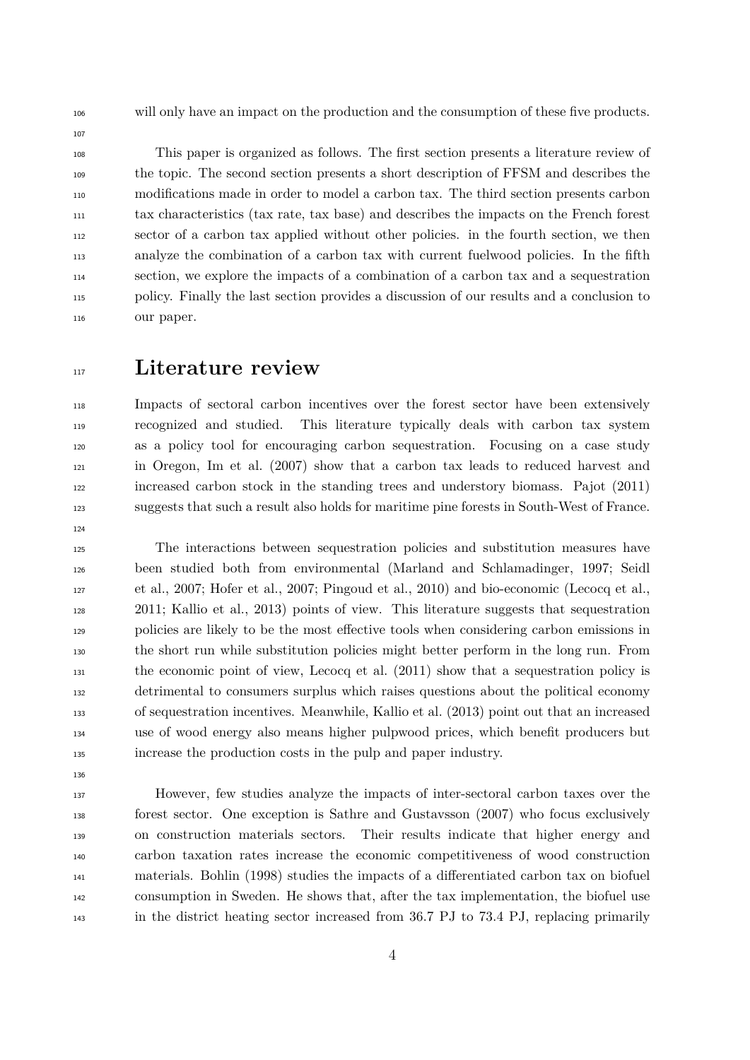will only have an impact on the production and the consumption of these five products.

This paper is organized as follows. The first section presents a literature review of the topic. The second section presents a short description of FFSM and describes the modifications made in order to model a carbon tax. The third section presents carbon tax characteristics (tax rate, tax base) and describes the impacts on the French forest sector of a carbon tax applied without other policies. in the fourth section, we then analyze the combination of a carbon tax with current fuelwood policies. In the fifth section, we explore the impacts of a combination of a carbon tax and a sequestration policy. Finally the last section provides a discussion of our results and a conclusion to our paper.

# Literature review

Impacts of sectoral carbon incentives over the forest sector have been extensively recognized and studied. This literature typically deals with carbon tax system as a policy tool for encouraging carbon sequestration. Focusing on a case study in Oregon, Im et al. (2007) show that a carbon tax leads to reduced harvest and increased carbon stock in the standing trees and understory biomass. Pajot (2011) suggests that such a result also holds for maritime pine forests in South-West of France.

The interactions between sequestration policies and substitution measures have been studied both from environmental (Marland and Schlamadinger, 1997; Seidl et al., 2007; Hofer et al., 2007; Pingoud et al., 2010) and bio-economic (Lecocq et al., 2011; Kallio et al., 2013) points of view. This literature suggests that sequestration policies are likely to be the most effective tools when considering carbon emissions in the short run while substitution policies might better perform in the long run. From the economic point of view, Lecocq et al. (2011) show that a sequestration policy is detrimental to consumers surplus which raises questions about the political economy of sequestration incentives. Meanwhile, Kallio et al. (2013) point out that an increased use of wood energy also means higher pulpwood prices, which benefit producers but increase the production costs in the pulp and paper industry.

However, few studies analyze the impacts of inter-sectoral carbon taxes over the forest sector. One exception is Sathre and Gustavsson (2007) who focus exclusively on construction materials sectors. Their results indicate that higher energy and carbon taxation rates increase the economic competitiveness of wood construction materials. Bohlin (1998) studies the impacts of a differentiated carbon tax on biofuel consumption in Sweden. He shows that, after the tax implementation, the biofuel use in the district heating sector increased from 36.7 PJ to 73.4 PJ, replacing primarily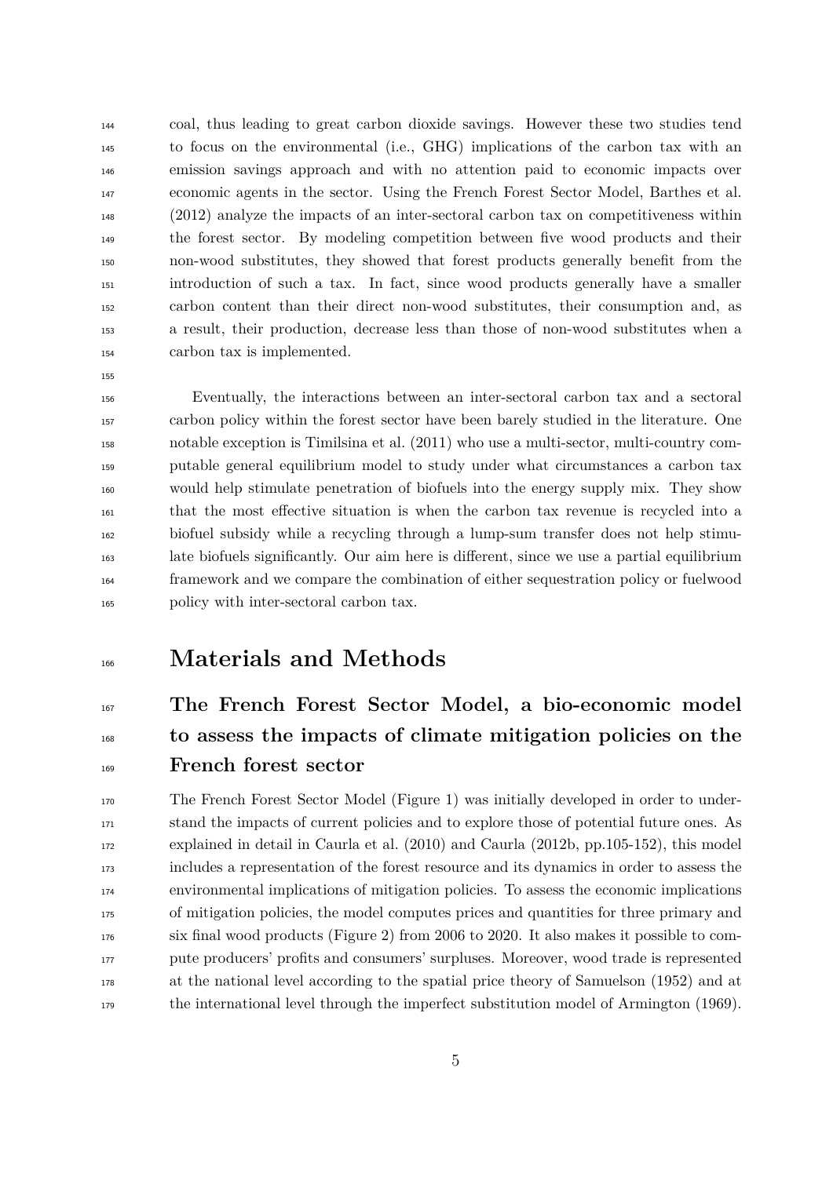coal, thus leading to great carbon dioxide savings. However these two studies tend to focus on the environmental (i.e., GHG) implications of the carbon tax with an emission savings approach and with no attention paid to economic impacts over economic agents in the sector. Using the French Forest Sector Model, Barthes et al. (2012) analyze the impacts of an inter-sectoral carbon tax on competitiveness within the forest sector. By modeling competition between five wood products and their non-wood substitutes, they showed that forest products generally benefit from the introduction of such a tax. In fact, since wood products generally have a smaller carbon content than their direct non-wood substitutes, their consumption and, as a result, their production, decrease less than those of non-wood substitutes when a carbon tax is implemented.

Eventually, the interactions between an inter-sectoral carbon tax and a sectoral carbon policy within the forest sector have been barely studied in the literature. One notable exception is Timilsina et al. (2011) who use a multi-sector, multi-country computable general equilibrium model to study under what circumstances a carbon tax would help stimulate penetration of biofuels into the energy supply mix. They show that the most effective situation is when the carbon tax revenue is recycled into a biofuel subsidy while a recycling through a lump-sum transfer does not help stimulate biofuels significantly. Our aim here is different, since we use a partial equilibrium framework and we compare the combination of either sequestration policy or fuelwood policy with inter-sectoral carbon tax.

# Materials and Methods

## The French Forest Sector Model, a bio-economic model to assess the impacts of climate mitigation policies on the French forest sector

The French Forest Sector Model (Figure 1) was initially developed in order to understand the impacts of current policies and to explore those of potential future ones. As explained in detail in Caurla et al. (2010) and Caurla (2012b, pp.105-152), this model includes a representation of the forest resource and its dynamics in order to assess the environmental implications of mitigation policies. To assess the economic implications of mitigation policies, the model computes prices and quantities for three primary and six final wood products (Figure 2) from 2006 to 2020. It also makes it possible to compute producers' profits and consumers' surpluses. Moreover, wood trade is represented at the national level according to the spatial price theory of Samuelson (1952) and at the international level through the imperfect substitution model of Armington (1969).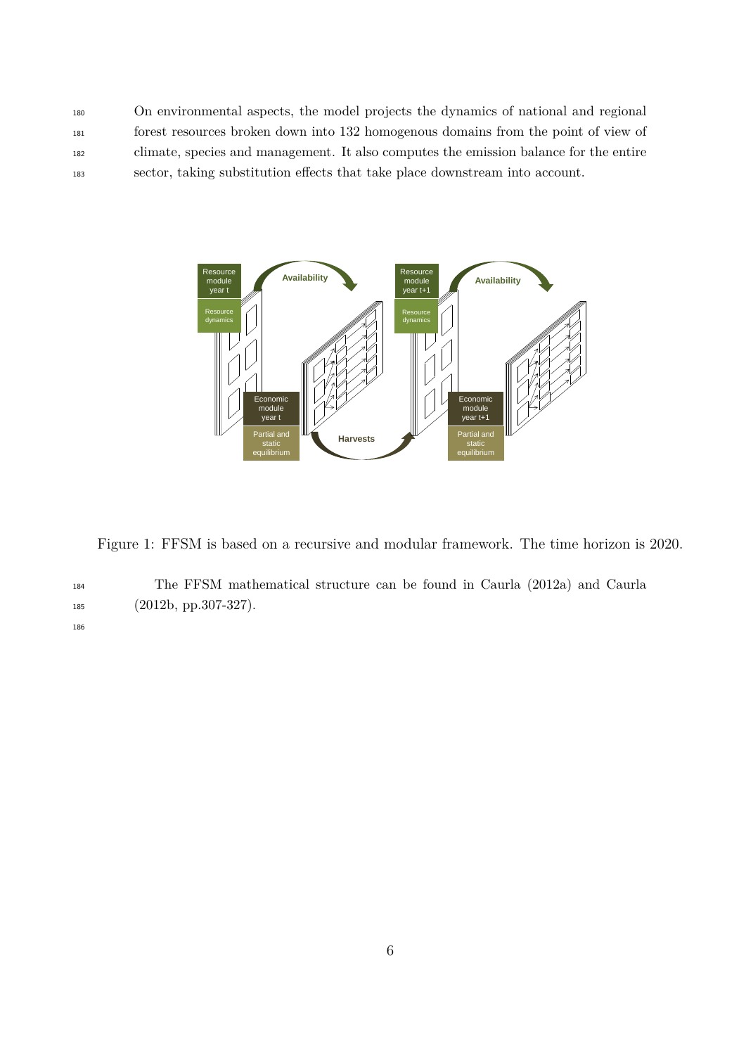On environmental aspects, the model projects the dynamics of national and regional forest resources broken down into 132 homogenous domains from the point of view of climate, species and management. It also computes the emission balance for the entire sector, taking substitution effects that take place downstream into account.

Figure 1: FFSM is based on a recursive and modular framework. The time horizon is 2020.

The FFSM mathematical structure can be found in Caurla (2012a) and Caurla (2012b, pp.307-327).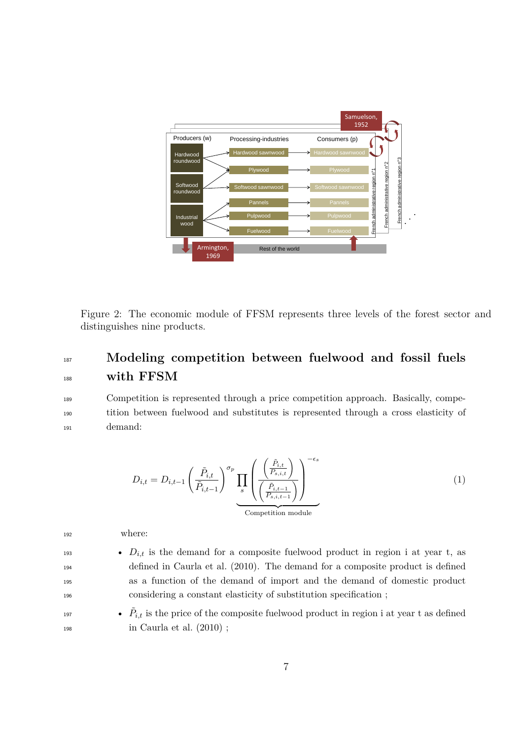Figure 2: The economic module of FFSM represents three levels of the forest sector and distinguishes nine products.

## Modeling competition between fuelwood and fossil fuels with FFSM

Competition is represented through a price competition approach. Basically, competition between fuelwood and substitutes is represented through a cross elasticity of demand:

$$D_{i,t} = D_{i,t-1} \left( \frac{\tilde{P}_{i,t}}{\tilde{P}_{i,t-1}} \right)^{\sigma_p} \underbrace{\prod_s \left( \frac{\left( \frac{\tilde{P}_{i,t}}{P_{s,i,t}} \right)}{\left( \frac{\tilde{P}_{i,t-1}}{P_{s,i,t-1}} \right)} \right)^{-\epsilon_s}}_{\text{Competition module}} \tag{1}$$

where:

- $D_{i,t}$ is the demand for a composite fuelwood product in region i at year t, as defined in Caurla et al. (2010). The demand for a composite product is defined as a function of the demand of import and the demand of domestic product considering a constant elasticity of substitution specification ;
- $\tilde{P}_{i,t}$ is the price of the composite fuelwood product in region i at year t as defined in Caurla et al. (2010) ;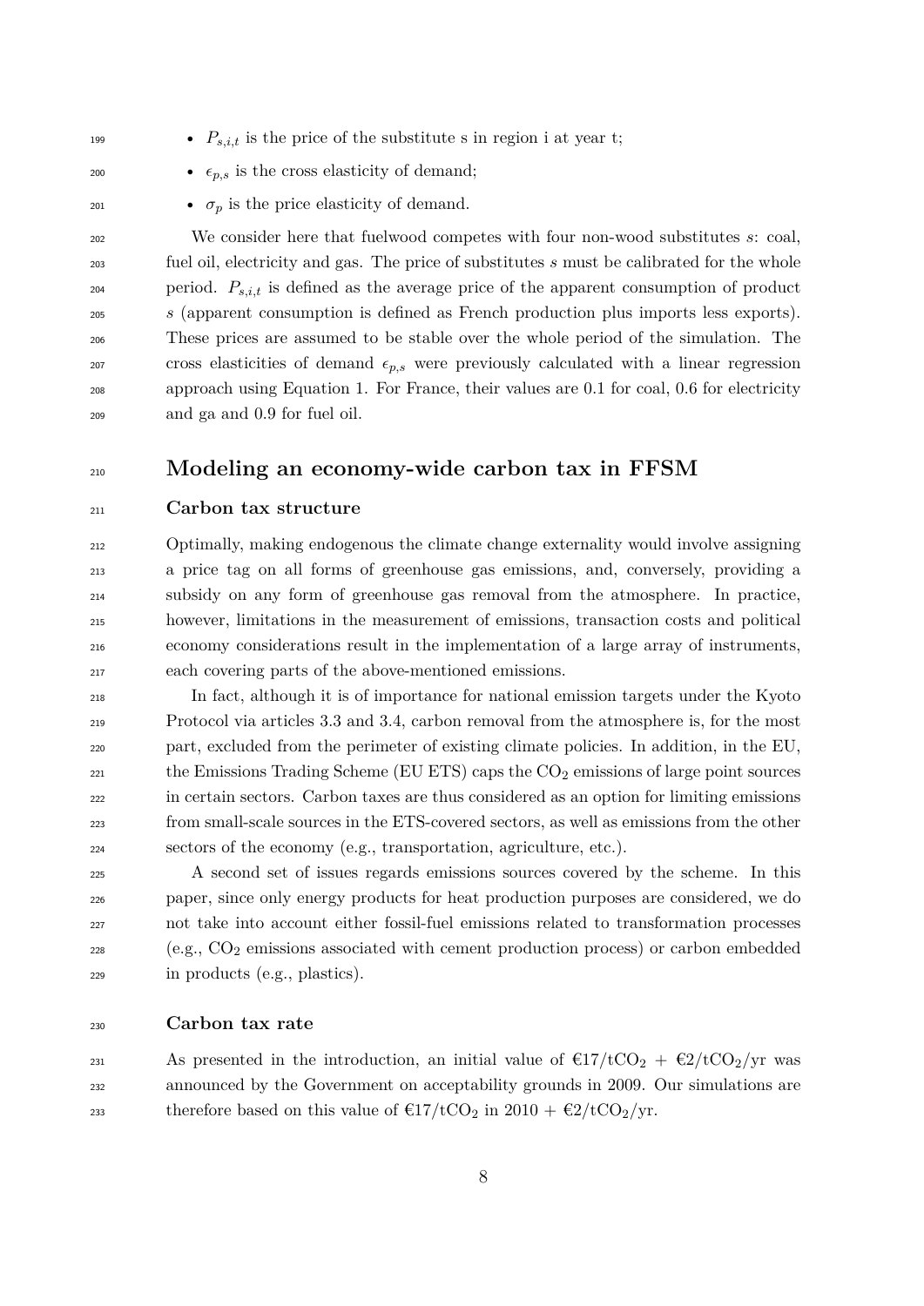- $P_{s,i,t}$ is the price of the substitute s in region i at year t;
- $\epsilon_{p,s}$ is the cross elasticity of demand;
- $\sigma_p$ is the price elasticity of demand.

We consider here that fuelwood competes with four non-wood substitutes $s$: coal, fuel oil, electricity and gas. The price of substitutes $s$ must be calibrated for the whole period. $P_{s,i,t}$ is defined as the average price of the apparent consumption of product $s$ (apparent consumption is defined as French production plus imports less exports). These prices are assumed to be stable over the whole period of the simulation. The cross elasticities of demand $\epsilon_{p,s}$ were previously calculated with a linear regression approach using Equation 1. For France, their values are 0.1 for coal, 0.6 for electricity and ga and 0.9 for fuel oil.

## Modeling an economy-wide carbon tax in FFSM

### Carbon tax structure

Optimally, making endogenous the climate change externality would involve assigning a price tag on all forms of greenhouse gas emissions, and, conversely, providing a subsidy on any form of greenhouse gas removal from the atmosphere. In practice, however, limitations in the measurement of emissions, transaction costs and political economy considerations result in the implementation of a large array of instruments, each covering parts of the above-mentioned emissions.

In fact, although it is of importance for national emission targets under the Kyoto Protocol via articles 3.3 and 3.4, carbon removal from the atmosphere is, for the most part, excluded from the perimeter of existing climate policies. In addition, in the EU, the Emissions Trading Scheme (EU ETS) caps the $CO_2$ emissions of large point sources in certain sectors. Carbon taxes are thus considered as an option for limiting emissions from small-scale sources in the ETS-covered sectors, as well as emissions from the other sectors of the economy (e.g., transportation, agriculture, etc.).

A second set of issues regards emissions sources covered by the scheme. In this paper, since only energy products for heat production purposes are considered, we do not take into account either fossil-fuel emissions related to transformation processes (e.g., $CO_2$ emissions associated with cement production process) or carbon embedded in products (e.g., plastics).

### Carbon tax rate

As presented in the introduction, an initial value of €17/t$CO_2$ + €2/t$CO_2$/yr was announced by the Government on acceptability grounds in 2009. Our simulations are therefore based on this value of €17/t$CO_2$ in 2010 + €2/t$CO_2$/yr.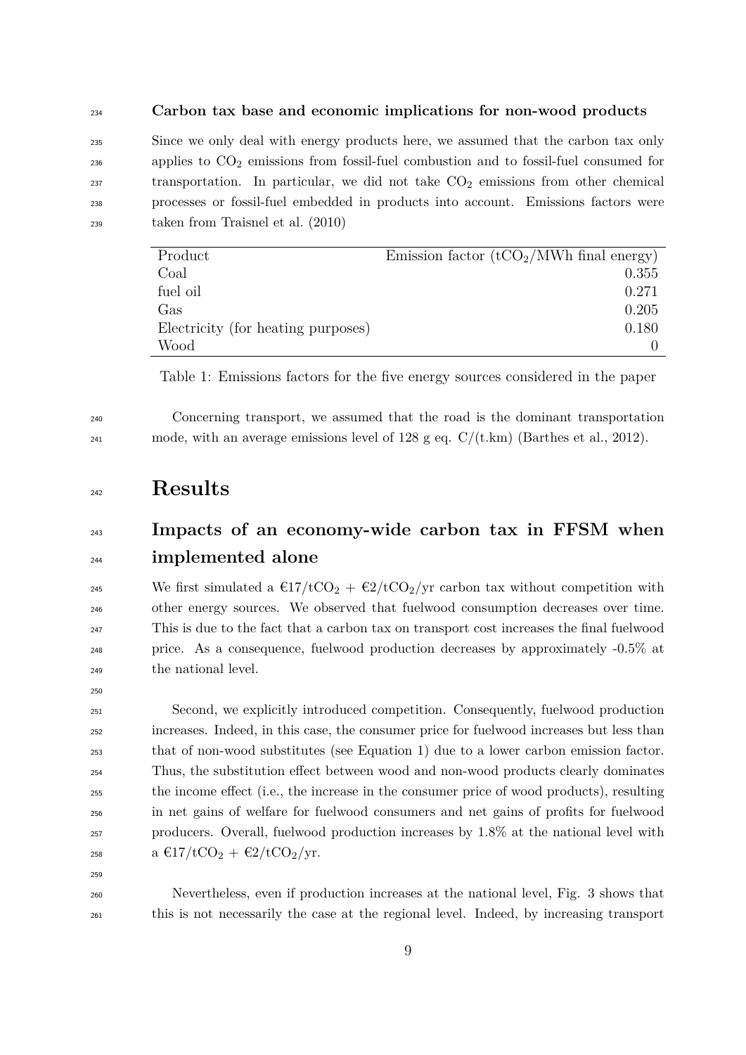### Carbon tax base and economic implications for non-wood products

Since we only deal with energy products here, we assumed that the carbon tax only applies to $CO_2$ emissions from fossil-fuel combustion and to fossil-fuel consumed for transportation. In particular, we did not take $CO_2$ emissions from other chemical processes or fossil-fuel embedded in products into account. Emissions factors were taken from Traisnel et al. (2010)

| Product | Emission factor ($tCO_2$/MWh final energy) |
|---|---:|
| Coal | 0.355 |
| fuel oil | 0.271 |
| Gas | 0.205 |
| Electricity (for heating purposes) | 0.180 |
| Wood | 0 |

Table 1: Emissions factors for the five energy sources considered in the paper

Concerning transport, we assumed that the road is the dominant transportation mode, with an average emissions level of 128 g eq. C/(t.km) (Barthes et al., 2012).

# Results

## Impacts of an economy-wide carbon tax in FFSM when implemented alone

We first simulated a €17/$tCO_2$ + €2/$tCO_2$/yr carbon tax without competition with other energy sources. We observed that fuelwood consumption decreases over time. This is due to the fact that a carbon tax on transport cost increases the final fuelwood price. As a consequence, fuelwood production decreases by approximately -0.5% at the national level.

Second, we explicitly introduced competition. Consequently, fuelwood production increases. Indeed, in this case, the consumer price for fuelwood increases but less than that of non-wood substitutes (see Equation 1) due to a lower carbon emission factor. Thus, the substitution effect between wood and non-wood products clearly dominates the income effect (i.e., the increase in the consumer price of wood products), resulting in net gains of welfare for fuelwood consumers and net gains of profits for fuelwood producers. Overall, fuelwood production increases by 1.8% at the national level with a €17/$tCO_2$ + €2/$tCO_2$/yr.

Nevertheless, even if production increases at the national level, Fig. 3 shows that this is not necessarily the case at the regional level. Indeed, by increasing transport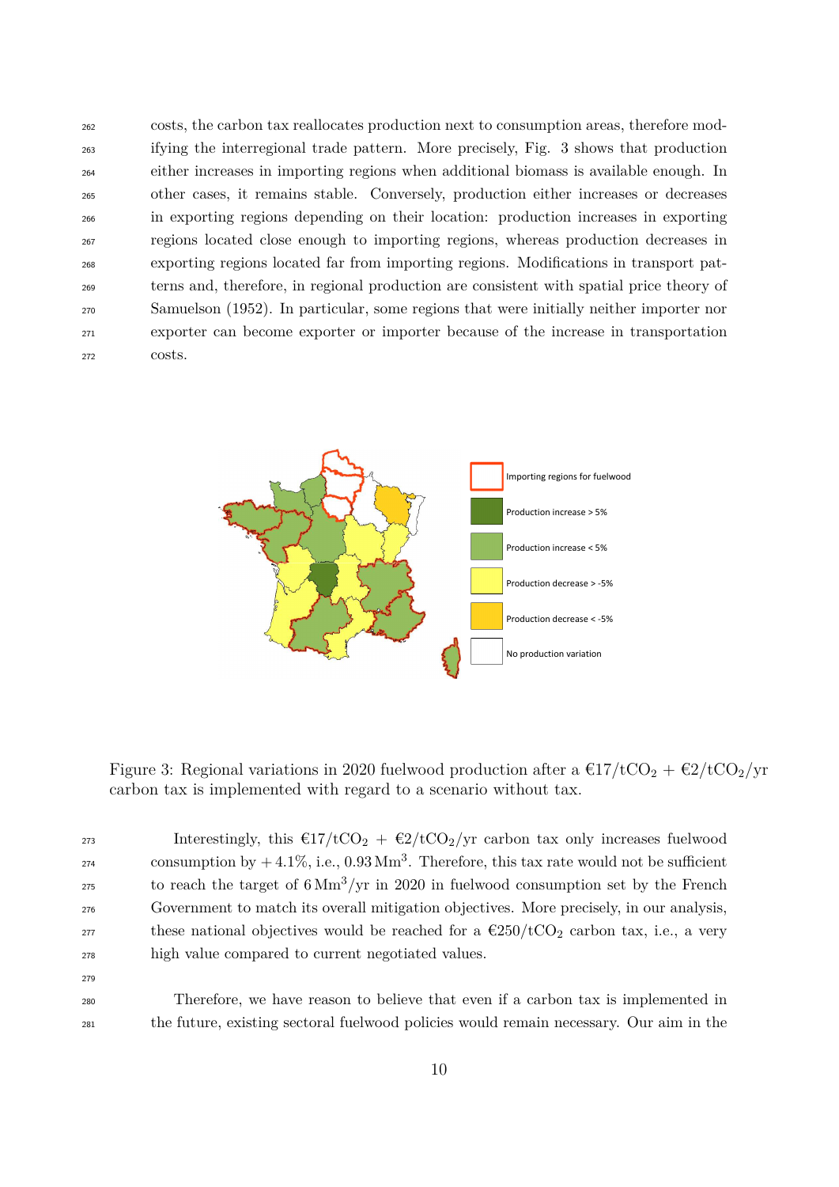costs, the carbon tax reallocates production next to consumption areas, therefore modifying the interregional trade pattern. More precisely, Fig. 3 shows that production either increases in importing regions when additional biomass is available enough. In other cases, it remains stable. Conversely, production either increases or decreases in exporting regions depending on their location: production increases in exporting regions located close enough to importing regions, whereas production decreases in exporting regions located far from importing regions. Modifications in transport patterns and, therefore, in regional production are consistent with spatial price theory of Samuelson (1952). In particular, some regions that were initially neither importer nor exporter can become exporter or importer because of the increase in transportation costs.

Figure 3: Regional variations in 2020 fuelwood production after a €17/t$CO_2$ + €2/t$CO_2$/yr carbon tax is implemented with regard to a scenario without tax.

Interestingly, this €17/t$CO_2$ + €2/t$CO_2$/yr carbon tax only increases fuelwood consumption by + 4.1%, i.e., 0.93 $\text{Mm}^3$. Therefore, this tax rate would not be sufficient to reach the target of 6 $\text{Mm}^3$/yr in 2020 in fuelwood consumption set by the French Government to match its overall mitigation objectives. More precisely, in our analysis, these national objectives would be reached for a €250/t$CO_2$ carbon tax, i.e., a very high value compared to current negotiated values.

Therefore, we have reason to believe that even if a carbon tax is implemented in the future, existing sectoral fuelwood policies would remain necessary. Our aim in the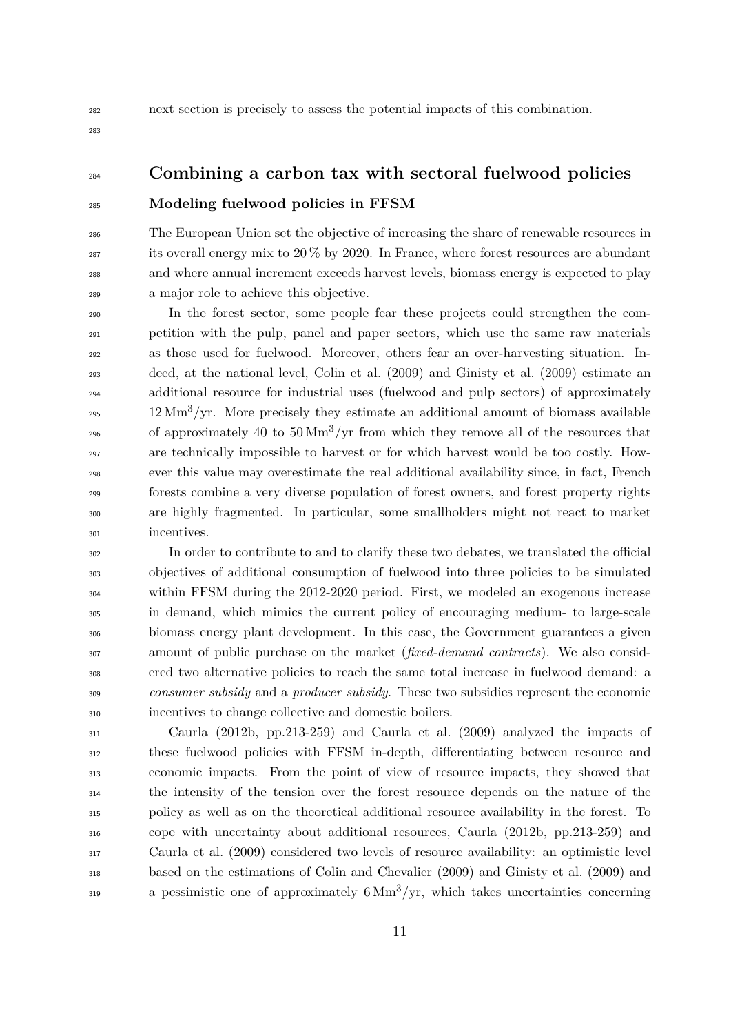next section is precisely to assess the potential impacts of this combination.

## Combining a carbon tax with sectoral fuelwood policies

### Modeling fuelwood policies in FFSM

The European Union set the objective of increasing the share of renewable resources in its overall energy mix to 20 % by 2020. In France, where forest resources are abundant and where annual increment exceeds harvest levels, biomass energy is expected to play a major role to achieve this objective.

In the forest sector, some people fear these projects could strengthen the competition with the pulp, panel and paper sectors, which use the same raw materials as those used for fuelwood. Moreover, others fear an over-harvesting situation. Indeed, at the national level, Colin et al. (2009) and Ginisty et al. (2009) estimate an additional resource for industrial uses (fuelwood and pulp sectors) of approximately $12\,\mathrm{Mm}^3/\mathrm{yr}$. More precisely they estimate an additional amount of biomass available of approximately 40 to $50\,\mathrm{Mm}^3/\mathrm{yr}$ from which they remove all of the resources that are technically impossible to harvest or for which harvest would be too costly. However this value may overestimate the real additional availability since, in fact, French forests combine a very diverse population of forest owners, and forest property rights are highly fragmented. In particular, some smallholders might not react to market incentives.

In order to contribute to and to clarify these two debates, we translated the official objectives of additional consumption of fuelwood into three policies to be simulated within FFSM during the 2012-2020 period. First, we modeled an exogenous increase in demand, which mimics the current policy of encouraging medium- to large-scale biomass energy plant development. In this case, the Government guarantees a given amount of public purchase on the market (*fixed-demand contracts*). We also considered two alternative policies to reach the same total increase in fuelwood demand: a *consumer subsidy* and a *producer subsidy*. These two subsidies represent the economic incentives to change collective and domestic boilers.

Caurla (2012b, pp.213-259) and Caurla et al. (2009) analyzed the impacts of these fuelwood policies with FFSM in-depth, differentiating between resource and economic impacts. From the point of view of resource impacts, they showed that the intensity of the tension over the forest resource depends on the nature of the policy as well as on the theoretical additional resource availability in the forest. To cope with uncertainty about additional resources, Caurla (2012b, pp.213-259) and Caurla et al. (2009) considered two levels of resource availability: an optimistic level based on the estimations of Colin and Chevalier (2009) and Ginisty et al. (2009) and a pessimistic one of approximately $6\,\mathrm{Mm}^3/\mathrm{yr}$, which takes uncertainties concerning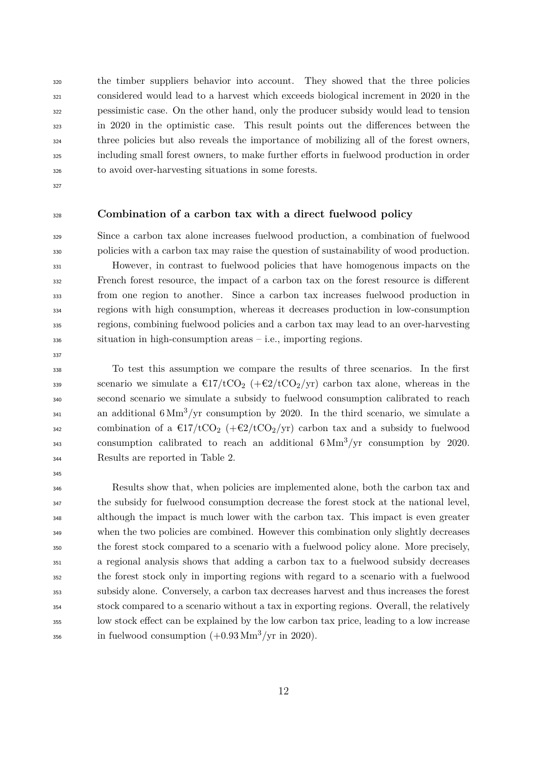the timber suppliers behavior into account. They showed that the three policies considered would lead to a harvest which exceeds biological increment in 2020 in the pessimistic case. On the other hand, only the producer subsidy would lead to tension in 2020 in the optimistic case. This result points out the differences between the three policies but also reveals the importance of mobilizing all of the forest owners, including small forest owners, to make further efforts in fuelwood production in order to avoid over-harvesting situations in some forests.

### Combination of a carbon tax with a direct fuelwood policy

Since a carbon tax alone increases fuelwood production, a combination of fuelwood policies with a carbon tax may raise the question of sustainability of wood production.

However, in contrast to fuelwood policies that have homogenous impacts on the French forest resource, the impact of a carbon tax on the forest resource is different from one region to another. Since a carbon tax increases fuelwood production in regions with high consumption, whereas it decreases production in low-consumption regions, combining fuelwood policies and a carbon tax may lead to an over-harvesting situation in high-consumption areas – i.e., importing regions.

To test this assumption we compare the results of three scenarios. In the first scenario we simulate a €17/t$CO_2$ (+€2/t$CO_2$/yr) carbon tax alone, whereas in the second scenario we simulate a subsidy to fuelwood consumption calibrated to reach an additional 6 $Mm^3$/yr consumption by 2020. In the third scenario, we simulate a combination of a €17/t$CO_2$ (+€2/t$CO_2$/yr) carbon tax and a subsidy to fuelwood consumption calibrated to reach an additional 6 $Mm^3$/yr consumption by 2020. Results are reported in Table 2.

Results show that, when policies are implemented alone, both the carbon tax and the subsidy for fuelwood consumption decrease the forest stock at the national level, although the impact is much lower with the carbon tax. This impact is even greater when the two policies are combined. However this combination only slightly decreases the forest stock compared to a scenario with a fuelwood policy alone. More precisely, a regional analysis shows that adding a carbon tax to a fuelwood subsidy decreases the forest stock only in importing regions with regard to a scenario with a fuelwood subsidy alone. Conversely, a carbon tax decreases harvest and thus increases the forest stock compared to a scenario without a tax in exporting regions. Overall, the relatively low stock effect can be explained by the low carbon tax price, leading to a low increase in fuelwood consumption (+0.93 $Mm^3$/yr in 2020).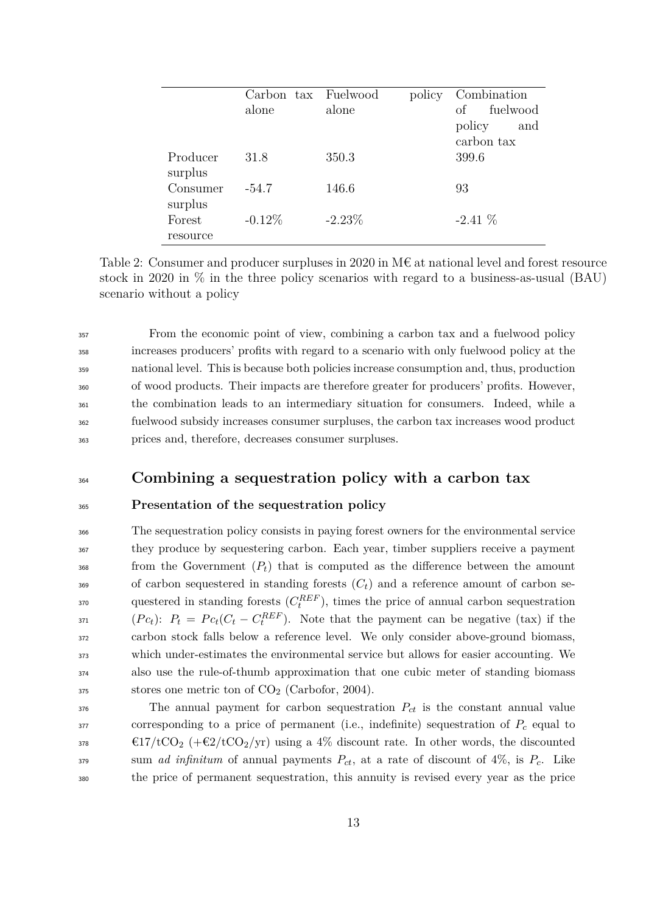| | Carbon tax alone | Fuelwood policy alone | Combination of fuelwood policy and carbon tax |
|---|---|---|---|
| Producer surplus | 31.8 | 350.3 | 399.6 |
| Consumer surplus | -54.7 | 146.6 | 93 |
| Forest resource | -0.12% | -2.23% | -2.41 % |

Table 2: Consumer and producer surpluses in 2020 in M€ at national level and forest resource stock in 2020 in % in the three policy scenarios with regard to a business-as-usual (BAU) scenario without a policy

From the economic point of view, combining a carbon tax and a fuelwood policy increases producers' profits with regard to a scenario with only fuelwood policy at the national level. This is because both policies increase consumption and, thus, production of wood products. Their impacts are therefore greater for producers' profits. However, the combination leads to an intermediary situation for consumers. Indeed, while a fuelwood subsidy increases consumer surpluses, the carbon tax increases wood product prices and, therefore, decreases consumer surpluses.

## Combining a sequestration policy with a carbon tax

### Presentation of the sequestration policy

The sequestration policy consists in paying forest owners for the environmental service they produce by sequestering carbon. Each year, timber suppliers receive a payment from the Government ($P_t$) that is computed as the difference between the amount of carbon sequestered in standing forests ($C_t$) and a reference amount of carbon sequestered in standing forests ($C_t^{REF}$), times the price of annual carbon sequestration ($Pc_t$): $P_t = Pc_t(C_t - C_t^{REF})$. Note that the payment can be negative (tax) if the carbon stock falls below a reference level. We only consider above-ground biomass, which under-estimates the environmental service but allows for easier accounting. We also use the rule-of-thumb approximation that one cubic meter of standing biomass stores one metric ton of $CO_2$ (Carbofor, 2004).

The annual payment for carbon sequestration $P_{ct}$ is the constant annual value corresponding to a price of permanent (i.e., indefinite) sequestration of $P_c$ equal to €17/t$CO_2$ (+€2/t$CO_2$/yr) using a 4% discount rate. In other words, the discounted sum *ad infinitum* of annual payments $P_{ct}$, at a rate of discount of 4%, is $P_c$. Like the price of permanent sequestration, this annuity is revised every year as the price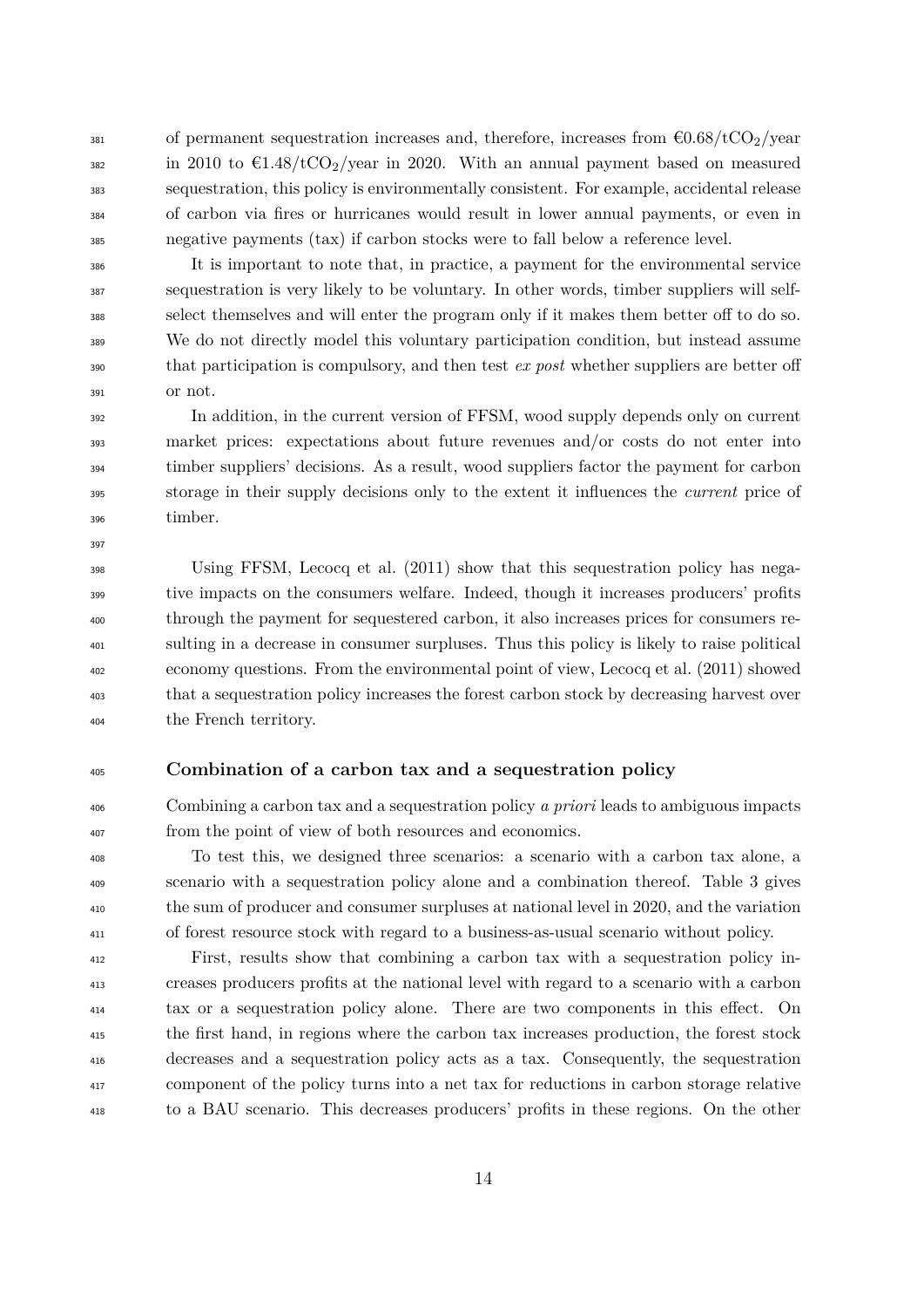of permanent sequestration increases and, therefore, increases from €0.68/t$CO_2$/year in 2010 to €1.48/t$CO_2$/year in 2020. With an annual payment based on measured sequestration, this policy is environmentally consistent. For example, accidental release of carbon via fires or hurricanes would result in lower annual payments, or even in negative payments (tax) if carbon stocks were to fall below a reference level.

It is important to note that, in practice, a payment for the environmental service sequestration is very likely to be voluntary. In other words, timber suppliers will self-select themselves and will enter the program only if it makes them better off to do so. We do not directly model this voluntary participation condition, but instead assume that participation is compulsory, and then test *ex post* whether suppliers are better off or not.

In addition, in the current version of FFSM, wood supply depends only on current market prices: expectations about future revenues and/or costs do not enter into timber suppliers' decisions. As a result, wood suppliers factor the payment for carbon storage in their supply decisions only to the extent it influences the *current* price of timber.

Using FFSM, Lecocq et al. (2011) show that this sequestration policy has negative impacts on the consumers welfare. Indeed, though it increases producers' profits through the payment for sequestered carbon, it also increases prices for consumers resulting in a decrease in consumer surpluses. Thus this policy is likely to raise political economy questions. From the environmental point of view, Lecocq et al. (2011) showed that a sequestration policy increases the forest carbon stock by decreasing harvest over the French territory.

### Combination of a carbon tax and a sequestration policy

Combining a carbon tax and a sequestration policy *a priori* leads to ambiguous impacts from the point of view of both resources and economics.

To test this, we designed three scenarios: a scenario with a carbon tax alone, a scenario with a sequestration policy alone and a combination thereof. Table 3 gives the sum of producer and consumer surpluses at national level in 2020, and the variation of forest resource stock with regard to a business-as-usual scenario without policy.

First, results show that combining a carbon tax with a sequestration policy increases producers profits at the national level with regard to a scenario with a carbon tax or a sequestration policy alone. There are two components in this effect. On the first hand, in regions where the carbon tax increases production, the forest stock decreases and a sequestration policy acts as a tax. Consequently, the sequestration component of the policy turns into a net tax for reductions in carbon storage relative to a BAU scenario. This decreases producers' profits in these regions. On the other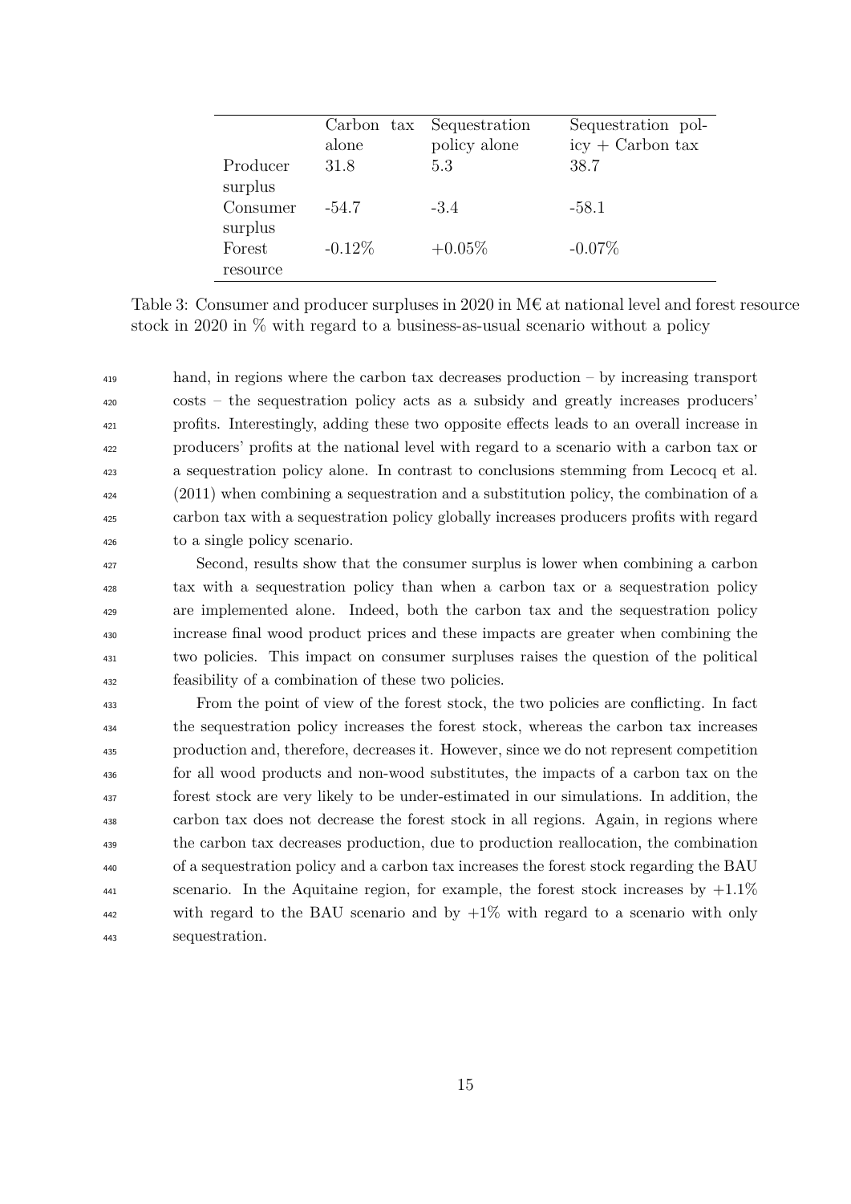| | Carbon tax alone | Sequestration policy alone | Sequestration policy + Carbon tax |
|---|---|---|---|
| Producer surplus | 31.8 | 5.3 | 38.7 |
| Consumer surplus | -54.7 | -3.4 | -58.1 |
| Forest resource | -0.12% | +0.05% | -0.07% |

Table 3: Consumer and producer surpluses in 2020 in M€ at national level and forest resource stock in 2020 in % with regard to a business-as-usual scenario without a policy

hand, in regions where the carbon tax decreases production – by increasing transport costs – the sequestration policy acts as a subsidy and greatly increases producers' profits. Interestingly, adding these two opposite effects leads to an overall increase in producers' profits at the national level with regard to a scenario with a carbon tax or a sequestration policy alone. In contrast to conclusions stemming from Lecocq et al. (2011) when combining a sequestration and a substitution policy, the combination of a carbon tax with a sequestration policy globally increases producers profits with regard to a single policy scenario.

Second, results show that the consumer surplus is lower when combining a carbon tax with a sequestration policy than when a carbon tax or a sequestration policy are implemented alone. Indeed, both the carbon tax and the sequestration policy increase final wood product prices and these impacts are greater when combining the two policies. This impact on consumer surpluses raises the question of the political feasibility of a combination of these two policies.

From the point of view of the forest stock, the two policies are conflicting. In fact the sequestration policy increases the forest stock, whereas the carbon tax increases production and, therefore, decreases it. However, since we do not represent competition for all wood products and non-wood substitutes, the impacts of a carbon tax on the forest stock are very likely to be under-estimated in our simulations. In addition, the carbon tax does not decrease the forest stock in all regions. Again, in regions where the carbon tax decreases production, due to production reallocation, the combination of a sequestration policy and a carbon tax increases the forest stock regarding the BAU scenario. In the Aquitaine region, for example, the forest stock increases by +1.1% with regard to the BAU scenario and by +1% with regard to a scenario with only sequestration.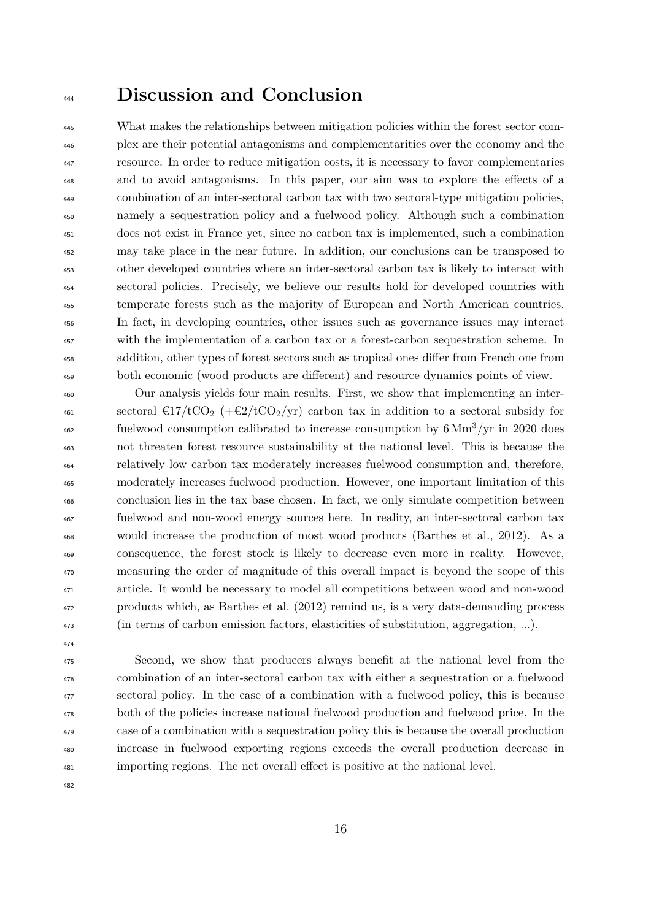# Discussion and Conclusion

What makes the relationships between mitigation policies within the forest sector complex are their potential antagonisms and complementarities over the economy and the resource. In order to reduce mitigation costs, it is necessary to favor complementaries and to avoid antagonisms. In this paper, our aim was to explore the effects of a combination of an inter-sectoral carbon tax with two sectoral-type mitigation policies, namely a sequestration policy and a fuelwood policy. Although such a combination does not exist in France yet, since no carbon tax is implemented, such a combination may take place in the near future. In addition, our conclusions can be transposed to other developed countries where an inter-sectoral carbon tax is likely to interact with sectoral policies. Precisely, we believe our results hold for developed countries with temperate forests such as the majority of European and North American countries. In fact, in developing countries, other issues such as governance issues may interact with the implementation of a carbon tax or a forest-carbon sequestration scheme. In addition, other types of forest sectors such as tropical ones differ from French one from both economic (wood products are different) and resource dynamics points of view.

Our analysis yields four main results. First, we show that implementing an inter-sectoral €17/t$CO_2$ (+€2/t$CO_2$/yr) carbon tax in addition to a sectoral subsidy for fuelwood consumption calibrated to increase consumption by 6 $Mm^3$/yr in 2020 does not threaten forest resource sustainability at the national level. This is because the relatively low carbon tax moderately increases fuelwood consumption and, therefore, moderately increases fuelwood production. However, one important limitation of this conclusion lies in the tax base chosen. In fact, we only simulate competition between fuelwood and non-wood energy sources here. In reality, an inter-sectoral carbon tax would increase the production of most wood products (Barthes et al., 2012). As a consequence, the forest stock is likely to decrease even more in reality. However, measuring the order of magnitude of this overall impact is beyond the scope of this article. It would be necessary to model all competitions between wood and non-wood products which, as Barthes et al. (2012) remind us, is a very data-demanding process (in terms of carbon emission factors, elasticities of substitution, aggregation, ...).

Second, we show that producers always benefit at the national level from the combination of an inter-sectoral carbon tax with either a sequestration or a fuelwood sectoral policy. In the case of a combination with a fuelwood policy, this is because both of the policies increase national fuelwood production and fuelwood price. In the case of a combination with a sequestration policy this is because the overall production increase in fuelwood exporting regions exceeds the overall production decrease in importing regions. The net overall effect is positive at the national level.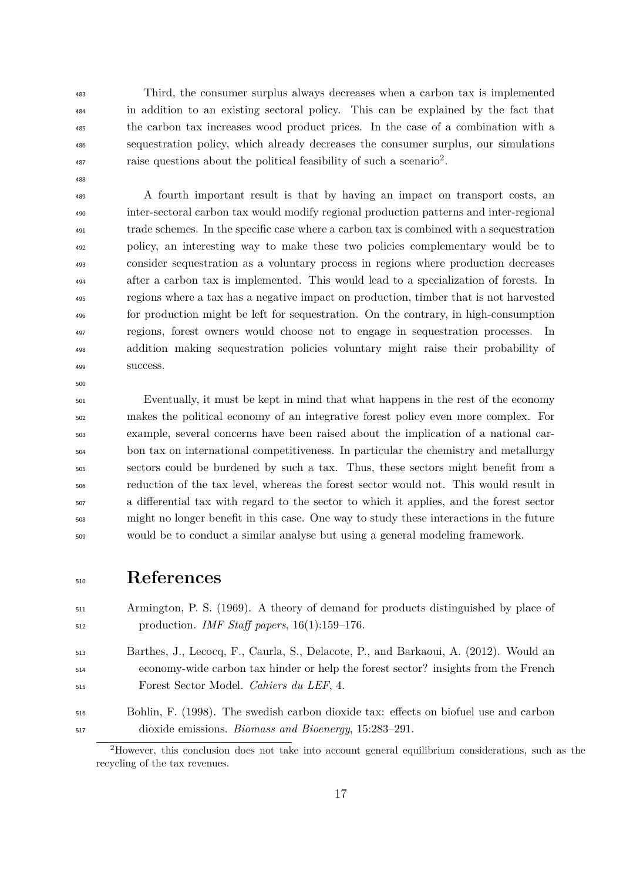Third, the consumer surplus always decreases when a carbon tax is implemented in addition to an existing sectoral policy. This can be explained by the fact that the carbon tax increases wood product prices. In the case of a combination with a sequestration policy, which already decreases the consumer surplus, our simulations raise questions about the political feasibility of such a scenario[2].

A fourth important result is that by having an impact on transport costs, an inter-sectoral carbon tax would modify regional production patterns and inter-regional trade schemes. In the specific case where a carbon tax is combined with a sequestration policy, an interesting way to make these two policies complementary would be to consider sequestration as a voluntary process in regions where production decreases after a carbon tax is implemented. This would lead to a specialization of forests. In regions where a tax has a negative impact on production, timber that is not harvested for production might be left for sequestration. On the contrary, in high-consumption regions, forest owners would choose not to engage in sequestration processes. In addition making sequestration policies voluntary might raise their probability of success.

Eventually, it must be kept in mind that what happens in the rest of the economy makes the political economy of an integrative forest policy even more complex. For example, several concerns have been raised about the implication of a national carbon tax on international competitiveness. In particular the chemistry and metallurgy sectors could be burdened by such a tax. Thus, these sectors might benefit from a reduction of the tax level, whereas the forest sector would not. This would result in a differential tax with regard to the sector to which it applies, and the forest sector might no longer benefit in this case. One way to study these interactions in the future would be to conduct a similar analyse but using a general modeling framework.

# References

Armington, P. S. (1969). A theory of demand for products distinguished by place of production. *IMF Staff papers*, 16(1):159–176.

Barthes, J., Lecocq, F., Caurla, S., Delacote, P., and Barkaoui, A. (2012). Would an economy-wide carbon tax hinder or help the forest sector? insights from the French Forest Sector Model. *Cahiers du LEF*, 4.

Bohlin, F. (1998). The swedish carbon dioxide tax: effects on biofuel use and carbon dioxide emissions. *Biomass and Bioenergy*, 15:283–291.

[2] However, this conclusion does not take into account general equilibrium considerations, such as the recycling of the tax revenues.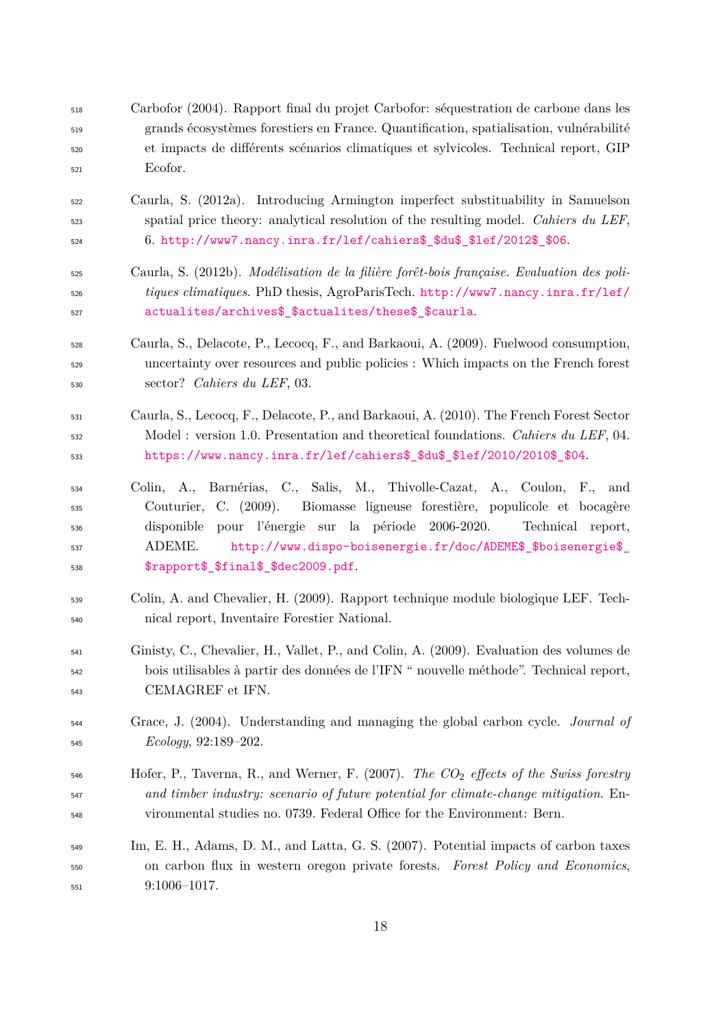Carbofor (2004). Rapport final du projet Carbofor: séquestration de carbone dans les grands écosystèmes forestiers en France. Quantification, spatialisation, vulnérabilité et impacts de différents scénarios climatiques et sylvicoles. Technical report, GIP Ecofor.

Caurla, S. (2012a). Introducing Armington imperfect substituability in Samuelson spatial price theory: analytical resolution of the resulting model. *Cahiers du LEF*, 6. http://www7.nancy.inra.fr/lef/cahiers$_$du$_$lef/2012$_$06.

Caurla, S. (2012b). *Modélisation de la filière forêt-bois française. Evaluation des politiques climatiques*. PhD thesis, AgroParisTech. http://www7.nancy.inra.fr/lef/actualites/archives$_$actualites/these$_$caurla.

Caurla, S., Delacote, P., Lecocq, F., and Barkaoui, A. (2009). Fuelwood consumption, uncertainty over resources and public policies : Which impacts on the French forest sector? *Cahiers du LEF*, 03.

Caurla, S., Lecocq, F., Delacote, P., and Barkaoui, A. (2010). The French Forest Sector Model : version 1.0. Presentation and theoretical foundations. *Cahiers du LEF*, 04. https://www.nancy.inra.fr/lef/cahiers$_$du$_$lef/2010/2010$_$04.

Colin, A., Barnérias, C., Salis, M., Thivolle-Cazat, A., Coulon, F., and Couturier, C. (2009). Biomasse ligneuse forestière, populicole et bocagère disponible pour l'énergie sur la période 2006-2020. Technical report, ADEME. http://www.dispo-boisenergie.fr/doc/ADEME$_$boisenergie$_$rapport$_$final$_$dec2009.pdf.

Colin, A. and Chevalier, H. (2009). Rapport technique module biologique LEF. Technical report, Inventaire Forestier National.

Ginisty, C., Chevalier, H., Vallet, P., and Colin, A. (2009). Evaluation des volumes de bois utilisables à partir des données de l'IFN " nouvelle méthode". Technical report, CEMAGREF et IFN.

Grace, J. (2004). Understanding and managing the global carbon cycle. *Journal of Ecology*, 92:189–202.

Hofer, P., Taverna, R., and Werner, F. (2007). *The $CO_2$ effects of the Swiss forestry and timber industry: scenario of future potential for climate-change mitigation*. Environmental studies no. 0739. Federal Office for the Environment: Bern.

Im, E. H., Adams, D. M., and Latta, G. S. (2007). Potential impacts of carbon taxes on carbon flux in western oregon private forests. *Forest Policy and Economics*, 9:1006–1017.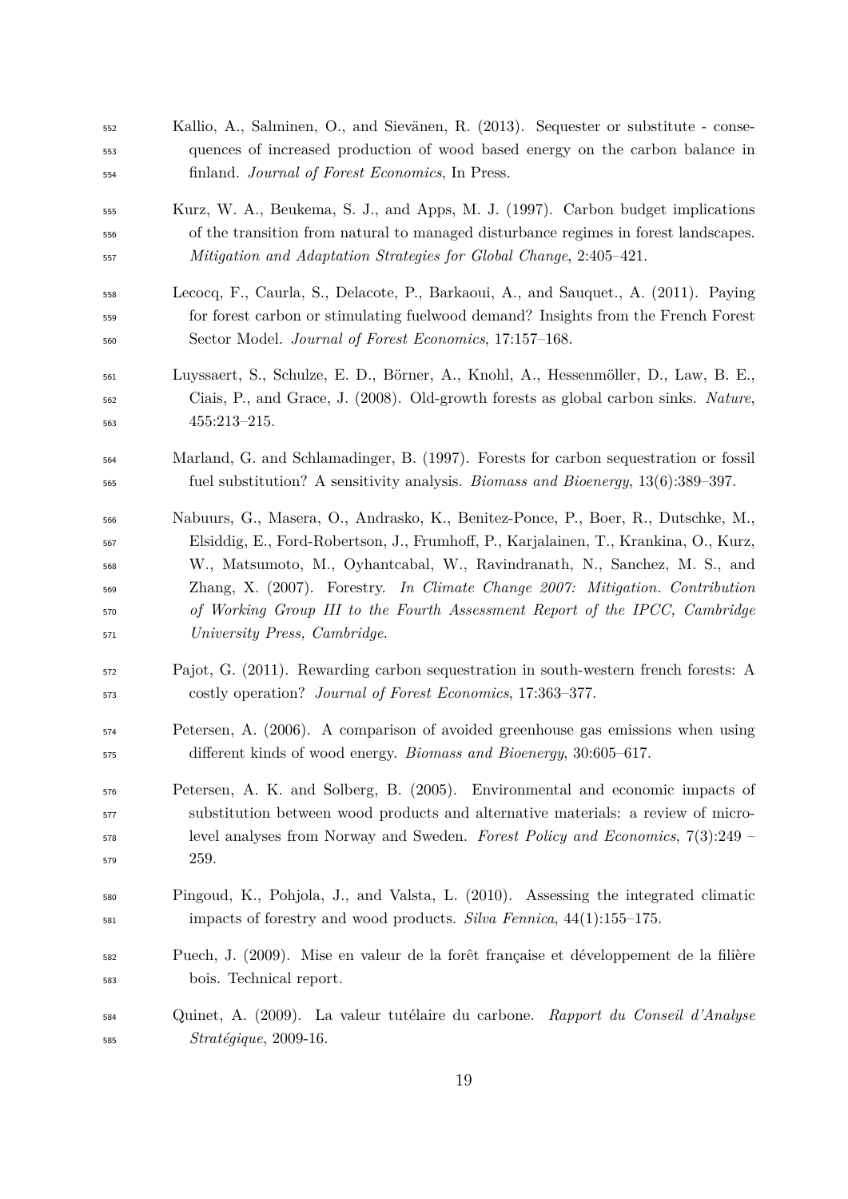Kallio, A., Salminen, O., and Sievänen, R. (2013). Sequester or substitute - consequences of increased production of wood based energy on the carbon balance in finland. *Journal of Forest Economics*, In Press.

Kurz, W. A., Beukema, S. J., and Apps, M. J. (1997). Carbon budget implications of the transition from natural to managed disturbance regimes in forest landscapes. *Mitigation and Adaptation Strategies for Global Change*, 2:405–421.

Lecocq, F., Caurla, S., Delacote, P., Barkaoui, A., and Sauquet., A. (2011). Paying for forest carbon or stimulating fuelwood demand? Insights from the French Forest Sector Model. *Journal of Forest Economics*, 17:157–168.

Luyssaert, S., Schulze, E. D., Börner, A., Knohl, A., Hessenmöller, D., Law, B. E., Ciais, P., and Grace, J. (2008). Old-growth forests as global carbon sinks. *Nature*, 455:213–215.

Marland, G. and Schlamadinger, B. (1997). Forests for carbon sequestration or fossil fuel substitution? A sensitivity analysis. *Biomass and Bioenergy*, 13(6):389–397.

Nabuurs, G., Masera, O., Andrasko, K., Benitez-Ponce, P., Boer, R., Dutschke, M., Elsiddig, E., Ford-Robertson, J., Frumhoff, P., Karjalainen, T., Krankina, O., Kurz, W., Matsumoto, M., Oyhantcabal, W., Ravindranath, N., Sanchez, M. S., and Zhang, X. (2007). Forestry. *In Climate Change 2007: Mitigation. Contribution of Working Group III to the Fourth Assessment Report of the IPCC, Cambridge University Press, Cambridge*.

Pajot, G. (2011). Rewarding carbon sequestration in south-western french forests: A costly operation? *Journal of Forest Economics*, 17:363–377.

Petersen, A. (2006). A comparison of avoided greenhouse gas emissions when using different kinds of wood energy. *Biomass and Bioenergy*, 30:605–617.

Petersen, A. K. and Solberg, B. (2005). Environmental and economic impacts of substitution between wood products and alternative materials: a review of micro-level analyses from Norway and Sweden. *Forest Policy and Economics*, 7(3):249 – 259.

Pingoud, K., Pohjola, J., and Valsta, L. (2010). Assessing the integrated climatic impacts of forestry and wood products. *Silva Fennica*, 44(1):155–175.

Puech, J. (2009). Mise en valeur de la forêt française et développement de la filière bois. Technical report.

Quinet, A. (2009). La valeur tutélaire du carbone. *Rapport du Conseil d'Analyse Stratégique*, 2009-16.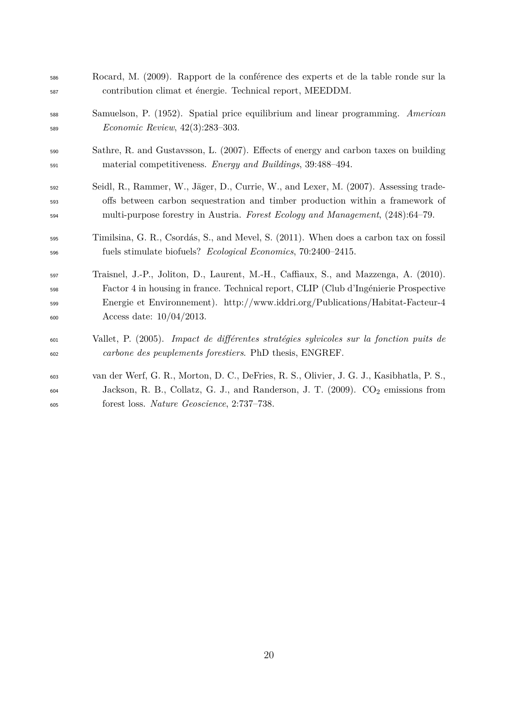Rocard, M. (2009). Rapport de la conférence des experts et de la table ronde sur la contribution climat et énergie. Technical report, MEEDDM.

Samuelson, P. (1952). Spatial price equilibrium and linear programming. *American Economic Review*, 42(3):283–303.

Sathre, R. and Gustavsson, L. (2007). Effects of energy and carbon taxes on building material competitiveness. *Energy and Buildings*, 39:488–494.

Seidl, R., Rammer, W., Jäger, D., Currie, W., and Lexer, M. (2007). Assessing trade-offs between carbon sequestration and timber production within a framework of multi-purpose forestry in Austria. *Forest Ecology and Management*, (248):64–79.

Timilsina, G. R., Csordás, S., and Mevel, S. (2011). When does a carbon tax on fossil fuels stimulate biofuels? *Ecological Economics*, 70:2400–2415.

Traisnel, J.-P., Joliton, D., Laurent, M.-H., Caffiaux, S., and Mazzenga, A. (2010). Factor 4 in housing in france. Technical report, CLIP (Club d'Ingénierie Prospective Energie et Environnement). http://www.iddri.org/Publications/Habitat-Facteur-4 Access date: 10/04/2013.

Vallet, P. (2005). *Impact de différentes stratégies sylvicoles sur la fonction puits de carbone des peuplements forestiers*. PhD thesis, ENGREF.

van der Werf, G. R., Morton, D. C., DeFries, R. S., Olivier, J. G. J., Kasibhatla, P. S., Jackson, R. B., Collatz, G. J., and Randerson, J. T. (2009). $CO_2$ emissions from forest loss. *Nature Geoscience*, 2:737–738.